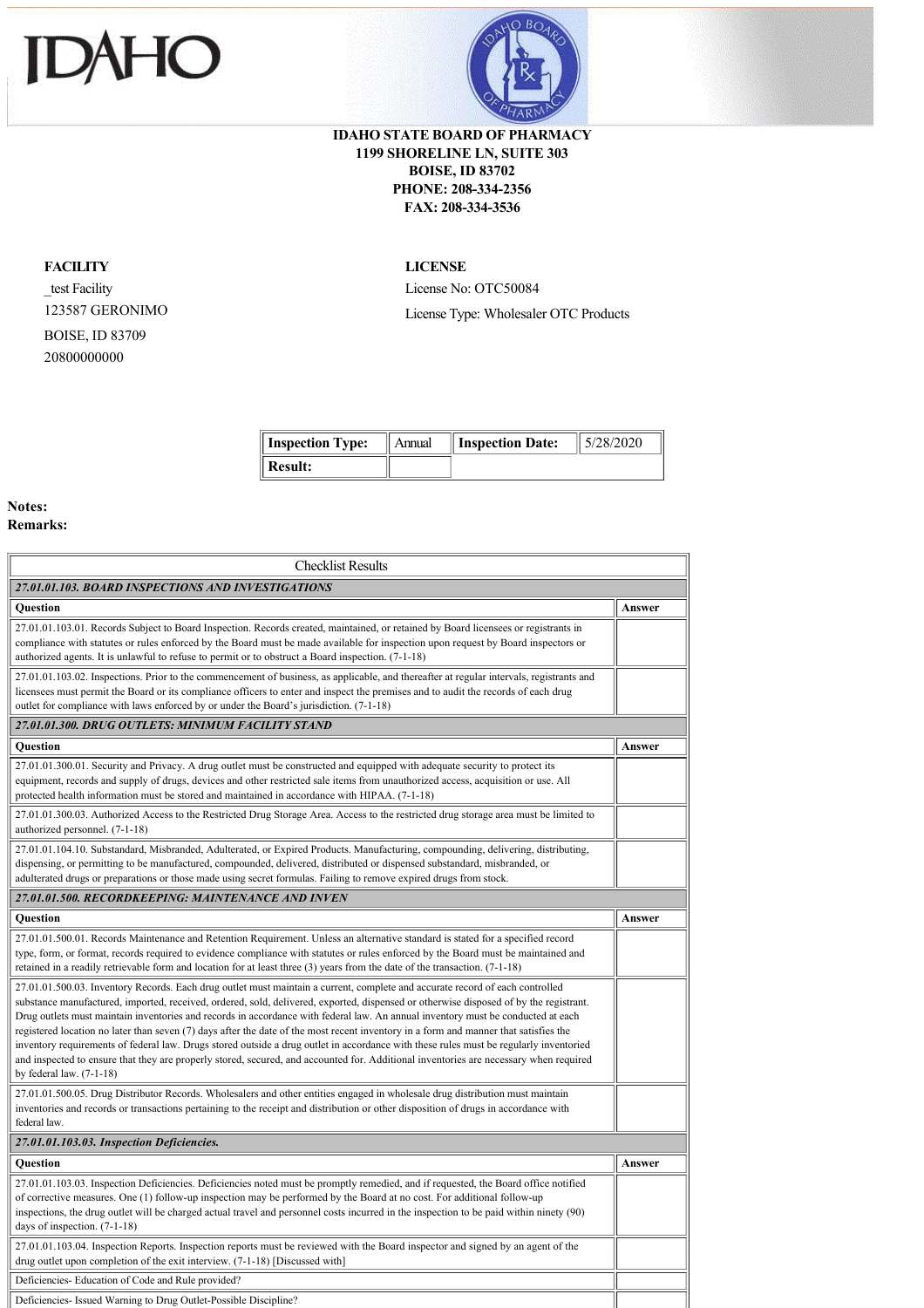# IDAHO

**IDAHO STATE BOARD OF PHARMACY**
**1199 SHORELINE LN, SUITE 303**
**BOISE, ID 83702**
**PHONE: 208-334-2356**
**FAX: 208-334-3536**

**FACILITY**
_test Facility
123587 GERONIMO
BOISE, ID 83709
20800000000

**LICENSE**
License No: OTC50084
License Type: Wholesaler OTC Products

| **Inspection Type:** | Annual | **Inspection Date:** | 5/28/2020 |
|---|---|---|---|
| **Result:** | | | |

**Notes:**
**Remarks:**

| Checklist Results | |
|---|---|
| ***27.01.01.103. BOARD INSPECTIONS AND INVESTIGATIONS*** | |
| **Question** | **Answer** |
| 27.01.01.103.01. Records Subject to Board Inspection. Records created, maintained, or retained by Board licensees or registrants in compliance with statutes or rules enforced by the Board must be made available for inspection upon request by Board inspectors or authorized agents. It is unlawful to refuse to permit or to obstruct a Board inspection. (7-1-18) | |
| 27.01.01.103.02. Inspections. Prior to the commencement of business, as applicable, and thereafter at regular intervals, registrants and licensees must permit the Board or its compliance officers to enter and inspect the premises and to audit the records of each drug outlet for compliance with laws enforced by or under the Board's jurisdiction. (7-1-18) | |
| ***27.01.01.300. DRUG OUTLETS: MINIMUM FACILITY STAND*** | |
| **Question** | **Answer** |
| 27.01.01.300.01. Security and Privacy. A drug outlet must be constructed and equipped with adequate security to protect its equipment, records and supply of drugs, devices and other restricted sale items from unauthorized access, acquisition or use. All protected health information must be stored and maintained in accordance with HIPAA. (7-1-18) | |
| 27.01.01.300.03. Authorized Access to the Restricted Drug Storage Area. Access to the restricted drug storage area must be limited to authorized personnel. (7-1-18) | |
| 27.01.01.104.10. Substandard, Misbranded, Adulterated, or Expired Products. Manufacturing, compounding, delivering, distributing, dispensing, or permitting to be manufactured, compounded, delivered, distributed or dispensed substandard, misbranded, or adulterated drugs or preparations or those made using secret formulas. Failing to remove expired drugs from stock. | |
| ***27.01.01.500. RECORDKEEPING: MAINTENANCE AND INVEN*** | |
| **Question** | **Answer** |
| 27.01.01.500.01. Records Maintenance and Retention Requirement. Unless an alternative standard is stated for a specified record type, form, or format, records required to evidence compliance with statutes or rules enforced by the Board must be maintained and retained in a readily retrievable form and location for at least three (3) years from the date of the transaction. (7-1-18) | |
| 27.01.01.500.03. Inventory Records. Each drug outlet must maintain a current, complete and accurate record of each controlled substance manufactured, imported, received, ordered, sold, delivered, exported, dispensed or otherwise disposed of by the registrant. Drug outlets must maintain inventories and records in accordance with federal law. An annual inventory must be conducted at each registered location no later than seven (7) days after the date of the most recent inventory in a form and manner that satisfies the inventory requirements of federal law. Drugs stored outside a drug outlet in accordance with these rules must be regularly inventoried and inspected to ensure that they are properly stored, secured, and accounted for. Additional inventories are necessary when required by federal law. (7-1-18) | |
| 27.01.01.500.05. Drug Distributor Records. Wholesalers and other entities engaged in wholesale drug distribution must maintain inventories and records or transactions pertaining to the receipt and distribution or other disposition of drugs in accordance with federal law. | |
| ***27.01.01.103.03. Inspection Deficiencies.*** | |
| **Question** | **Answer** |
| 27.01.01.103.03. Inspection Deficiencies. Deficiencies noted must be promptly remedied, and if requested, the Board office notified of corrective measures. One (1) follow-up inspection may be performed by the Board at no cost. For additional follow-up inspections, the drug outlet will be charged actual travel and personnel costs incurred in the inspection to be paid within ninety (90) days of inspection. (7-1-18) | |
| 27.01.01.103.04. Inspection Reports. Inspection reports must be reviewed with the Board inspector and signed by an agent of the drug outlet upon completion of the exit interview. (7-1-18) [Discussed with] | |
| Deficiencies- Education of Code and Rule provided? | |
| Deficiencies- Issued Warning to Drug Outlet-Possible Discipline? | |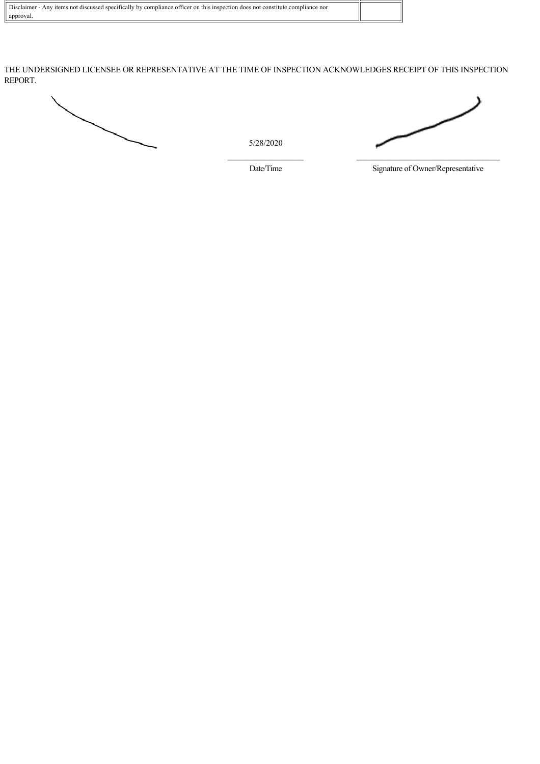| | |
|---|---|
| Disclaimer - Any items not discussed specifically by compliance officer on this inspection does not constitute compliance nor approval. | |

THE UNDERSIGNED LICENSEE OR REPRESENTATIVE AT THE TIME OF INSPECTION ACKNOWLEDGES RECEIPT OF THIS INSPECTION REPORT.

5/28/2020

Date/Time

Signature of Owner/Representative